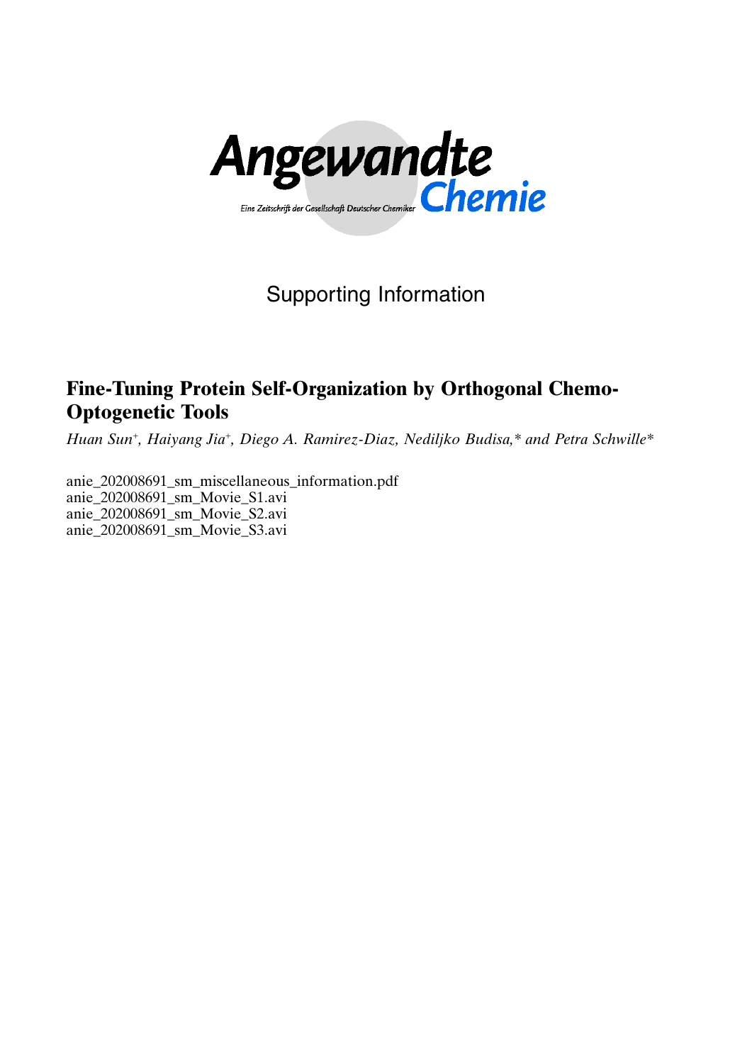Angewandte

Eine Zeitschrift der Gesellschaft Deutscher Chemiker

Chemie

Supporting Information

# Fine-Tuning Protein Self-Organization by Orthogonal Chemo-Optogenetic Tools

*Huan Sun[+], Haiyang Jia[+], Diego A. Ramirez-Diaz, Nediljko Budisa,\* and Petra Schwille\**

anie_202008691_sm_miscellaneous_information.pdf
anie_202008691_sm_Movie_S1.avi
anie_202008691_sm_Movie_S2.avi
anie_202008691_sm_Movie_S3.avi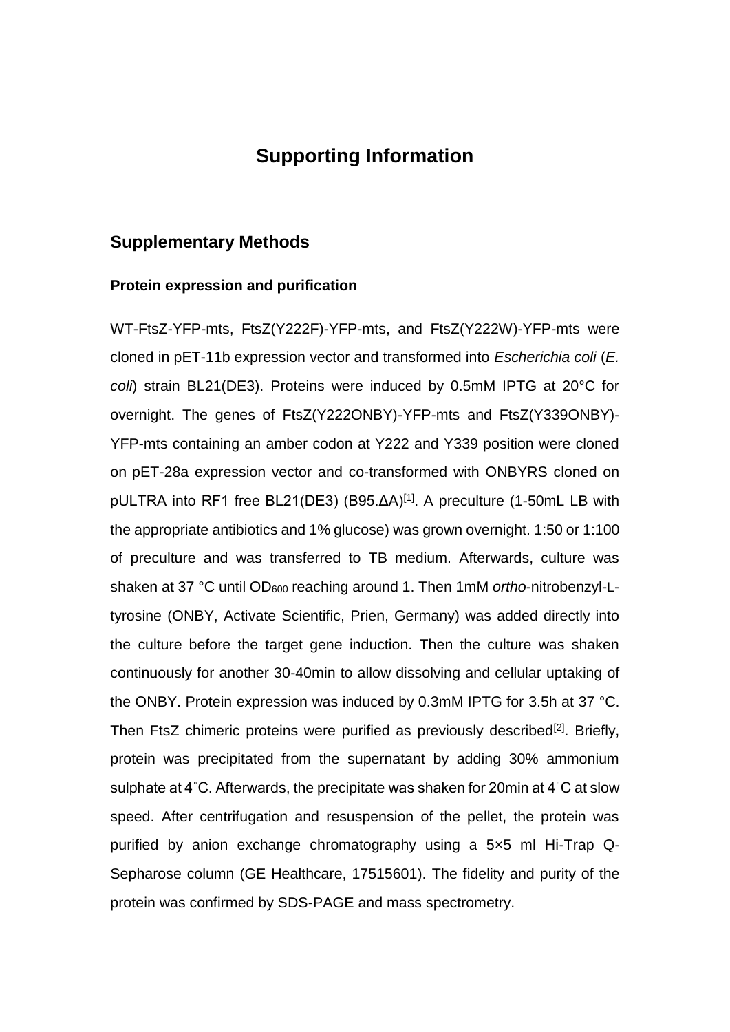# Supporting Information

## Supplementary Methods

### Protein expression and purification

WT-FtsZ-YFP-mts, FtsZ(Y222F)-YFP-mts, and FtsZ(Y222W)-YFP-mts were cloned in pET-11b expression vector and transformed into *Escherichia coli* (*E. coli*) strain BL21(DE3). Proteins were induced by 0.5mM IPTG at 20°C for overnight. The genes of FtsZ(Y222ONBY)-YFP-mts and FtsZ(Y339ONBY)-YFP-mts containing an amber codon at Y222 and Y339 position were cloned on pET-28a expression vector and co-transformed with ONBYRS cloned on pULTRA into RF1 free BL21(DE3) (B95.ΔA)[1]. A preculture (1-50mL LB with the appropriate antibiotics and 1% glucose) was grown overnight. 1:50 or 1:100 of preculture and was transferred to TB medium. Afterwards, culture was shaken at 37 °C until $OD_{600}$ reaching around 1. Then 1mM *ortho*-nitrobenzyl-L-tyrosine (ONBY, Activate Scientific, Prien, Germany) was added directly into the culture before the target gene induction. Then the culture was shaken continuously for another 30-40min to allow dissolving and cellular uptaking of the ONBY. Protein expression was induced by 0.3mM IPTG for 3.5h at 37 °C. Then FtsZ chimeric proteins were purified as previously described[2]. Briefly, protein was precipitated from the supernatant by adding 30% ammonium sulphate at 4˚C. Afterwards, the precipitate was shaken for 20min at 4˚C at slow speed. After centrifugation and resuspension of the pellet, the protein was purified by anion exchange chromatography using a 5×5 ml Hi-Trap Q-Sepharose column (GE Healthcare, 17515601). The fidelity and purity of the protein was confirmed by SDS-PAGE and mass spectrometry.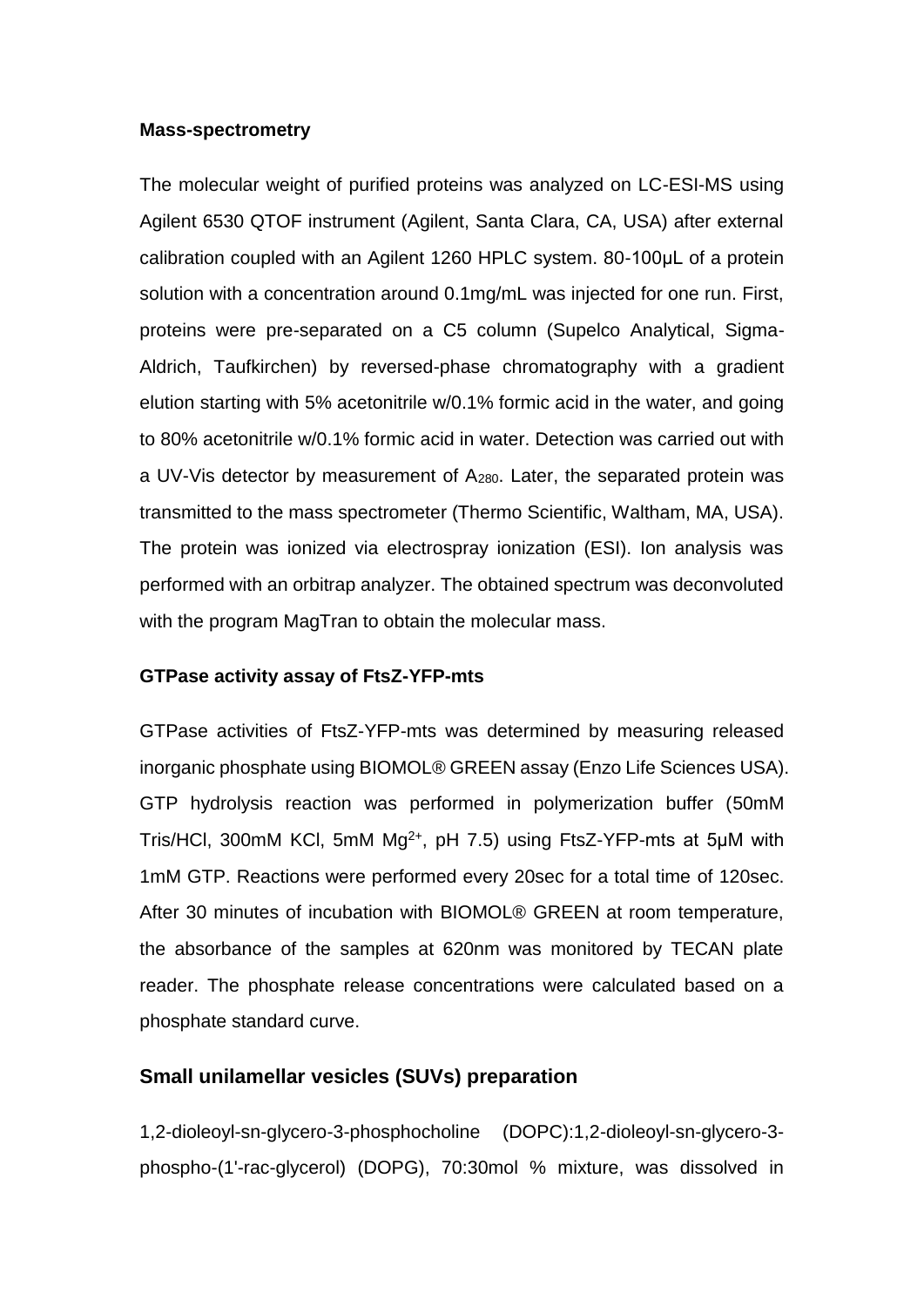**Mass-spectrometry**

The molecular weight of purified proteins was analyzed on LC-ESI-MS using Agilent 6530 QTOF instrument (Agilent, Santa Clara, CA, USA) after external calibration coupled with an Agilent 1260 HPLC system. 80-100µL of a protein solution with a concentration around 0.1mg/mL was injected for one run. First, proteins were pre-separated on a C5 column (Supelco Analytical, Sigma-Aldrich, Taufkirchen) by reversed-phase chromatography with a gradient elution starting with 5% acetonitrile w/0.1% formic acid in the water, and going to 80% acetonitrile w/0.1% formic acid in water. Detection was carried out with a UV-Vis detector by measurement of $A_{280}$. Later, the separated protein was transmitted to the mass spectrometer (Thermo Scientific, Waltham, MA, USA). The protein was ionized via electrospray ionization (ESI). Ion analysis was performed with an orbitrap analyzer. The obtained spectrum was deconvoluted with the program MagTran to obtain the molecular mass.

**GTPase activity assay of FtsZ-YFP-mts**

GTPase activities of FtsZ-YFP-mts was determined by measuring released inorganic phosphate using BIOMOL® GREEN assay (Enzo Life Sciences USA). GTP hydrolysis reaction was performed in polymerization buffer (50mM Tris/HCl, 300mM KCl, 5mM $Mg^{2+}$, pH 7.5) using FtsZ-YFP-mts at 5µM with 1mM GTP. Reactions were performed every 20sec for a total time of 120sec. After 30 minutes of incubation with BIOMOL® GREEN at room temperature, the absorbance of the samples at 620nm was monitored by TECAN plate reader. The phosphate release concentrations were calculated based on a phosphate standard curve.

## Small unilamellar vesicles (SUVs) preparation

1,2-dioleoyl-sn-glycero-3-phosphocholine (DOPC):1,2-dioleoyl-sn-glycero-3-phospho-(1'-rac-glycerol) (DOPG), 70:30mol % mixture, was dissolved in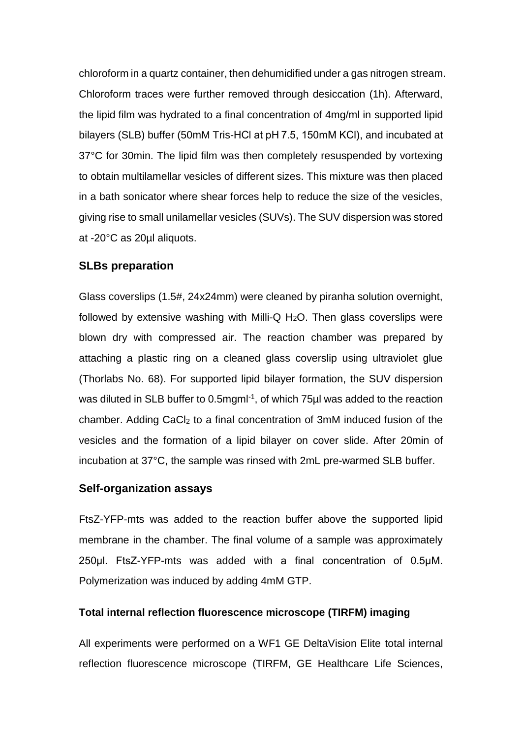chloroform in a quartz container, then dehumidified under a gas nitrogen stream. Chloroform traces were further removed through desiccation (1h). Afterward, the lipid film was hydrated to a final concentration of 4mg/ml in supported lipid bilayers (SLB) buffer (50mM Tris-HCl at pH 7.5, 150mM KCl), and incubated at 37°C for 30min. The lipid film was then completely resuspended by vortexing to obtain multilamellar vesicles of different sizes. This mixture was then placed in a bath sonicator where shear forces help to reduce the size of the vesicles, giving rise to small unilamellar vesicles (SUVs). The SUV dispersion was stored at -20°C as 20μl aliquots.

### SLBs preparation

Glass coverslips (1.5#, 24x24mm) were cleaned by piranha solution overnight, followed by extensive washing with Milli-Q $H_2O$. Then glass coverslips were blown dry with compressed air. The reaction chamber was prepared by attaching a plastic ring on a cleaned glass coverslip using ultraviolet glue (Thorlabs No. 68). For supported lipid bilayer formation, the SUV dispersion was diluted in SLB buffer to 0.5mgml$^{-1}$, of which 75μl was added to the reaction chamber. Adding $CaCl_2$ to a final concentration of 3mM induced fusion of the vesicles and the formation of a lipid bilayer on cover slide. After 20min of incubation at 37°C, the sample was rinsed with 2mL pre-warmed SLB buffer.

### Self-organization assays

FtsZ-YFP-mts was added to the reaction buffer above the supported lipid membrane in the chamber. The final volume of a sample was approximately 250μl. FtsZ-YFP-mts was added with a final concentration of 0.5μM. Polymerization was induced by adding 4mM GTP.

#### Total internal reflection fluorescence microscope (TIRFM) imaging

All experiments were performed on a WF1 GE DeltaVision Elite total internal reflection fluorescence microscope (TIRFM, GE Healthcare Life Sciences,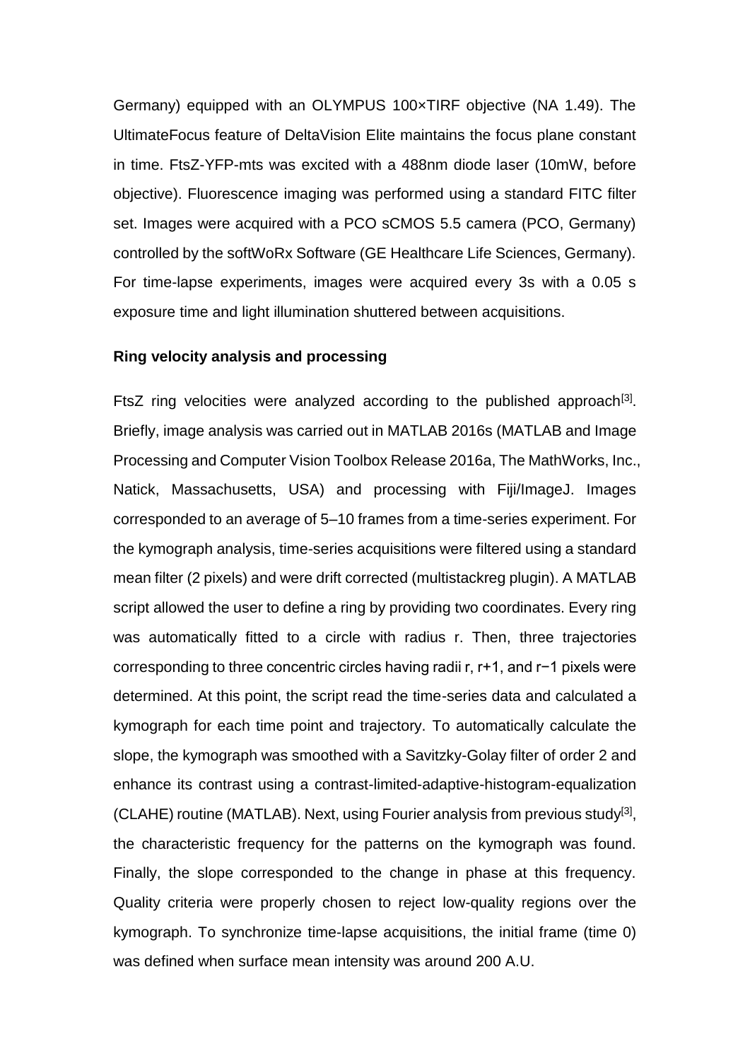Germany) equipped with an OLYMPUS 100×TIRF objective (NA 1.49). The UltimateFocus feature of DeltaVision Elite maintains the focus plane constant in time. FtsZ-YFP-mts was excited with a 488nm diode laser (10mW, before objective). Fluorescence imaging was performed using a standard FITC filter set. Images were acquired with a PCO sCMOS 5.5 camera (PCO, Germany) controlled by the softWoRx Software (GE Healthcare Life Sciences, Germany). For time-lapse experiments, images were acquired every 3s with a 0.05 s exposure time and light illumination shuttered between acquisitions.

**Ring velocity analysis and processing**

FtsZ ring velocities were analyzed according to the published approach[3]. Briefly, image analysis was carried out in MATLAB 2016s (MATLAB and Image Processing and Computer Vision Toolbox Release 2016a, The MathWorks, Inc., Natick, Massachusetts, USA) and processing with Fiji/ImageJ. Images corresponded to an average of 5–10 frames from a time-series experiment. For the kymograph analysis, time-series acquisitions were filtered using a standard mean filter (2 pixels) and were drift corrected (multistackreg plugin). A MATLAB script allowed the user to define a ring by providing two coordinates. Every ring was automatically fitted to a circle with radius r. Then, three trajectories corresponding to three concentric circles having radii r, r+1, and r−1 pixels were determined. At this point, the script read the time-series data and calculated a kymograph for each time point and trajectory. To automatically calculate the slope, the kymograph was smoothed with a Savitzky-Golay filter of order 2 and enhance its contrast using a contrast-limited-adaptive-histogram-equalization (CLAHE) routine (MATLAB). Next, using Fourier analysis from previous study[3], the characteristic frequency for the patterns on the kymograph was found. Finally, the slope corresponded to the change in phase at this frequency. Quality criteria were properly chosen to reject low-quality regions over the kymograph. To synchronize time-lapse acquisitions, the initial frame (time 0) was defined when surface mean intensity was around 200 A.U.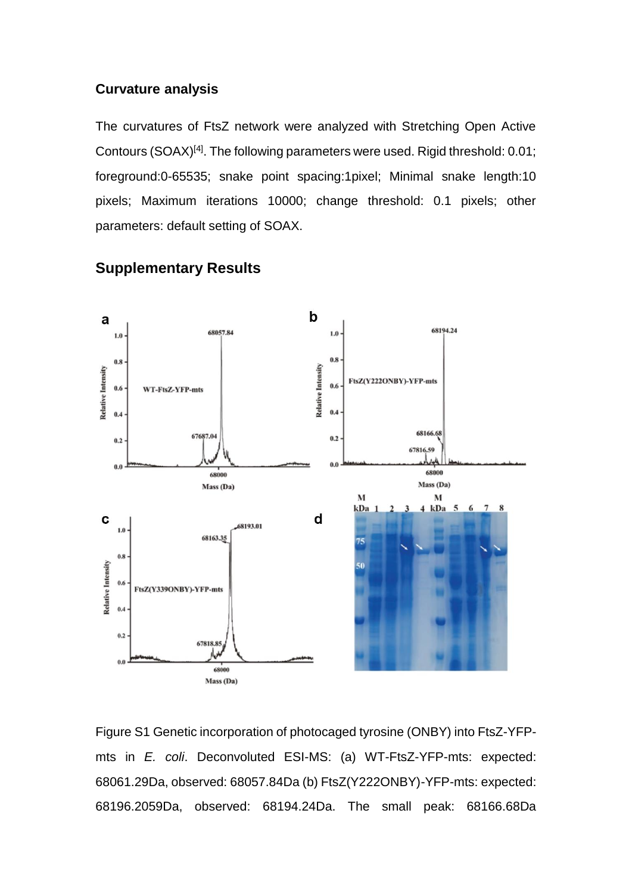## Curvature analysis

The curvatures of FtsZ network were analyzed with Stretching Open Active Contours (SOAX)[4]. The following parameters were used. Rigid threshold: 0.01; foreground:0-65535; snake point spacing:1pixel; Minimal snake length:10 pixels; Maximum iterations 10000; change threshold: 0.1 pixels; other parameters: default setting of SOAX.

## Supplementary Results

Figure S1 Genetic incorporation of photocaged tyrosine (ONBY) into FtsZ-YFP-mts in *E. coli*. Deconvoluted ESI-MS: (a) WT-FtsZ-YFP-mts: expected: 68061.29Da, observed: 68057.84Da (b) FtsZ(Y222ONBY)-YFP-mts: expected: 68196.2059Da, observed: 68194.24Da. The small peak: 68166.68Da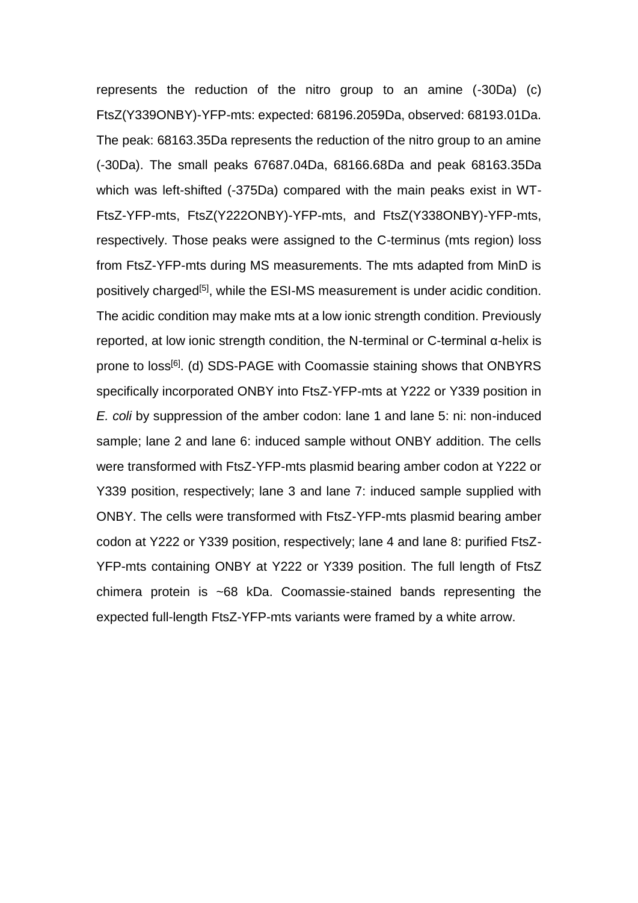represents the reduction of the nitro group to an amine (-30Da) (c) FtsZ(Y339ONBY)-YFP-mts: expected: 68196.2059Da, observed: 68193.01Da. The peak: 68163.35Da represents the reduction of the nitro group to an amine (-30Da). The small peaks 67687.04Da, 68166.68Da and peak 68163.35Da which was left-shifted (-375Da) compared with the main peaks exist in WT-FtsZ-YFP-mts, FtsZ(Y222ONBY)-YFP-mts, and FtsZ(Y338ONBY)-YFP-mts, respectively. Those peaks were assigned to the C-terminus (mts region) loss from FtsZ-YFP-mts during MS measurements. The mts adapted from MinD is positively charged[5], while the ESI-MS measurement is under acidic condition. The acidic condition may make mts at a low ionic strength condition. Previously reported, at low ionic strength condition, the N-terminal or C-terminal α-helix is prone to loss[6]. (d) SDS-PAGE with Coomassie staining shows that ONBYRS specifically incorporated ONBY into FtsZ-YFP-mts at Y222 or Y339 position in *E. coli* by suppression of the amber codon: lane 1 and lane 5: ni: non-induced sample; lane 2 and lane 6: induced sample without ONBY addition. The cells were transformed with FtsZ-YFP-mts plasmid bearing amber codon at Y222 or Y339 position, respectively; lane 3 and lane 7: induced sample supplied with ONBY. The cells were transformed with FtsZ-YFP-mts plasmid bearing amber codon at Y222 or Y339 position, respectively; lane 4 and lane 8: purified FtsZ-YFP-mts containing ONBY at Y222 or Y339 position. The full length of FtsZ chimera protein is ~68 kDa. Coomassie-stained bands representing the expected full-length FtsZ-YFP-mts variants were framed by a white arrow.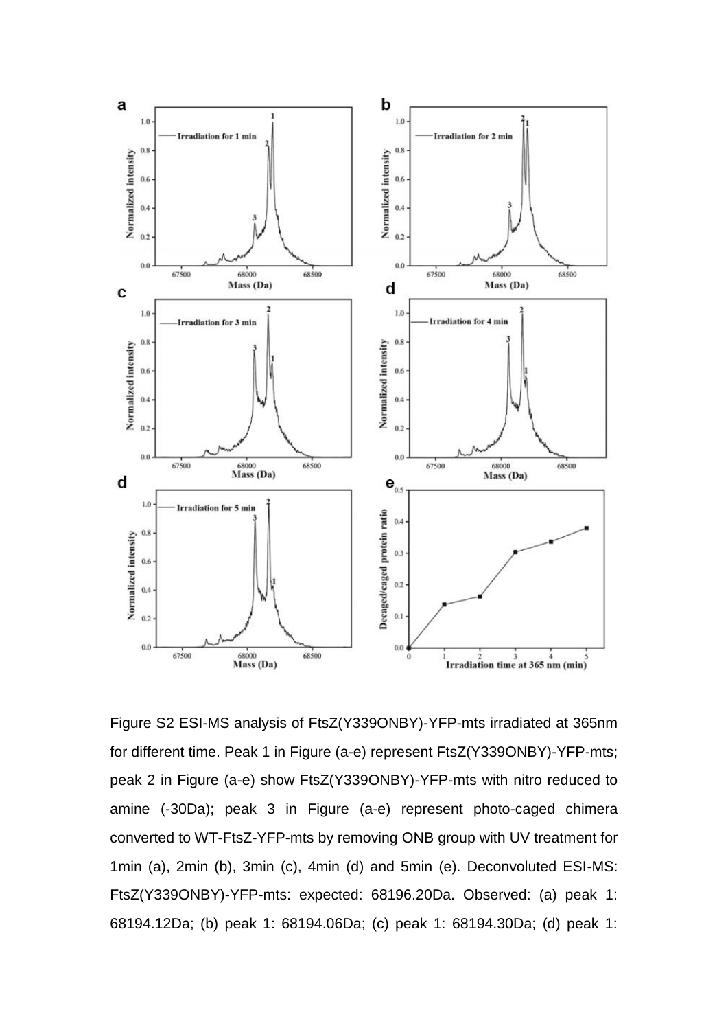Figure S2 ESI-MS analysis of FtsZ(Y339ONBY)-YFP-mts irradiated at 365nm for different time. Peak 1 in Figure (a-e) represent FtsZ(Y339ONBY)-YFP-mts; peak 2 in Figure (a-e) show FtsZ(Y339ONBY)-YFP-mts with nitro reduced to amine (-30Da); peak 3 in Figure (a-e) represent photo-caged chimera converted to WT-FtsZ-YFP-mts by removing ONB group with UV treatment for 1min (a), 2min (b), 3min (c), 4min (d) and 5min (e). Deconvoluted ESI-MS: FtsZ(Y339ONBY)-YFP-mts: expected: 68196.20Da. Observed: (a) peak 1: 68194.12Da; (b) peak 1: 68194.06Da; (c) peak 1: 68194.30Da; (d) peak 1: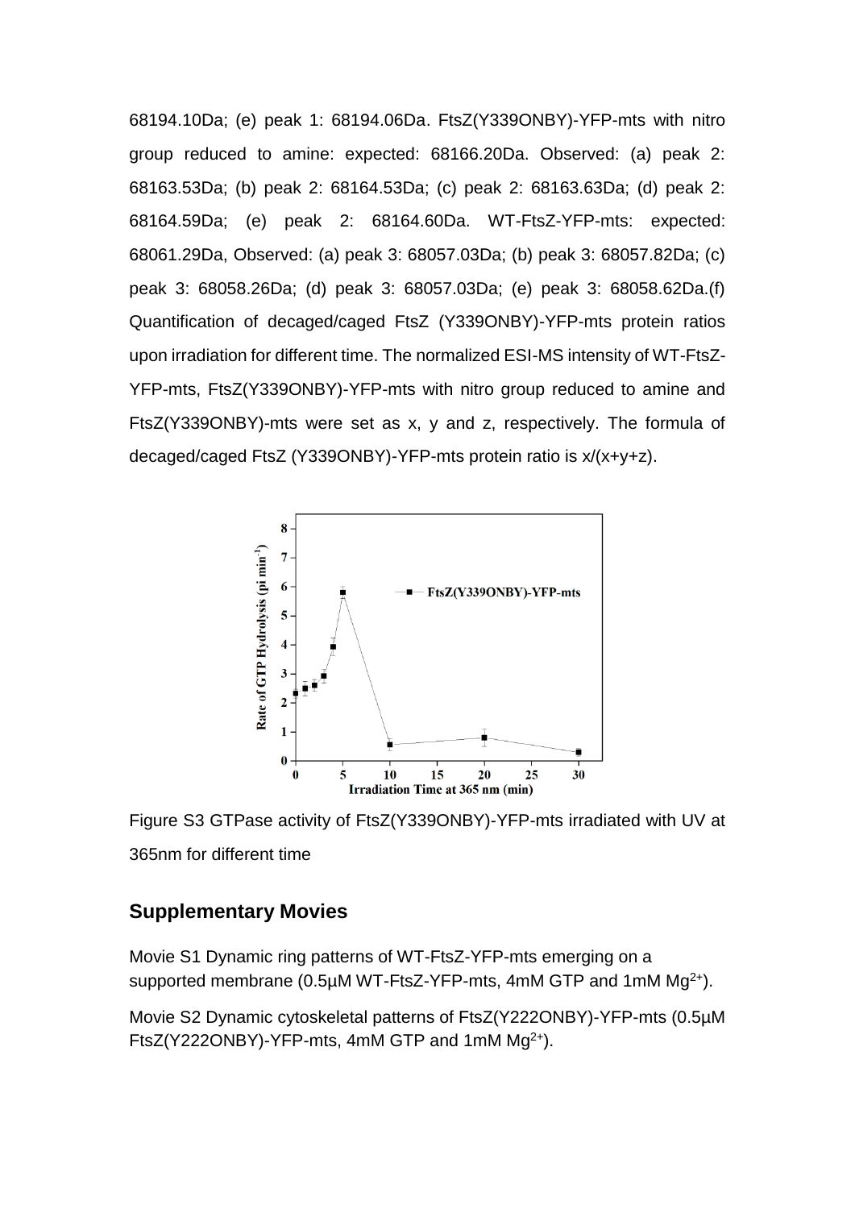68194.10Da; (e) peak 1: 68194.06Da. FtsZ(Y339ONBY)-YFP-mts with nitro group reduced to amine: expected: 68166.20Da. Observed: (a) peak 2: 68163.53Da; (b) peak 2: 68164.53Da; (c) peak 2: 68163.63Da; (d) peak 2: 68164.59Da; (e) peak 2: 68164.60Da. WT-FtsZ-YFP-mts: expected: 68061.29Da, Observed: (a) peak 3: 68057.03Da; (b) peak 3: 68057.82Da; (c) peak 3: 68058.26Da; (d) peak 3: 68057.03Da; (e) peak 3: 68058.62Da.(f) Quantification of decaged/caged FtsZ (Y339ONBY)-YFP-mts protein ratios upon irradiation for different time. The normalized ESI-MS intensity of WT-FtsZ-YFP-mts, FtsZ(Y339ONBY)-YFP-mts with nitro group reduced to amine and FtsZ(Y339ONBY)-mts were set as x, y and z, respectively. The formula of decaged/caged FtsZ (Y339ONBY)-YFP-mts protein ratio is x/(x+y+z).

Figure S3 GTPase activity of FtsZ(Y339ONBY)-YFP-mts irradiated with UV at 365nm for different time

## Supplementary Movies

Movie S1 Dynamic ring patterns of WT-FtsZ-YFP-mts emerging on a supported membrane (0.5μM WT-FtsZ-YFP-mts, 4mM GTP and 1mM $Mg^{2+}$).

Movie S2 Dynamic cytoskeletal patterns of FtsZ(Y222ONBY)-YFP-mts (0.5μM FtsZ(Y222ONBY)-YFP-mts, 4mM GTP and 1mM $Mg^{2+}$).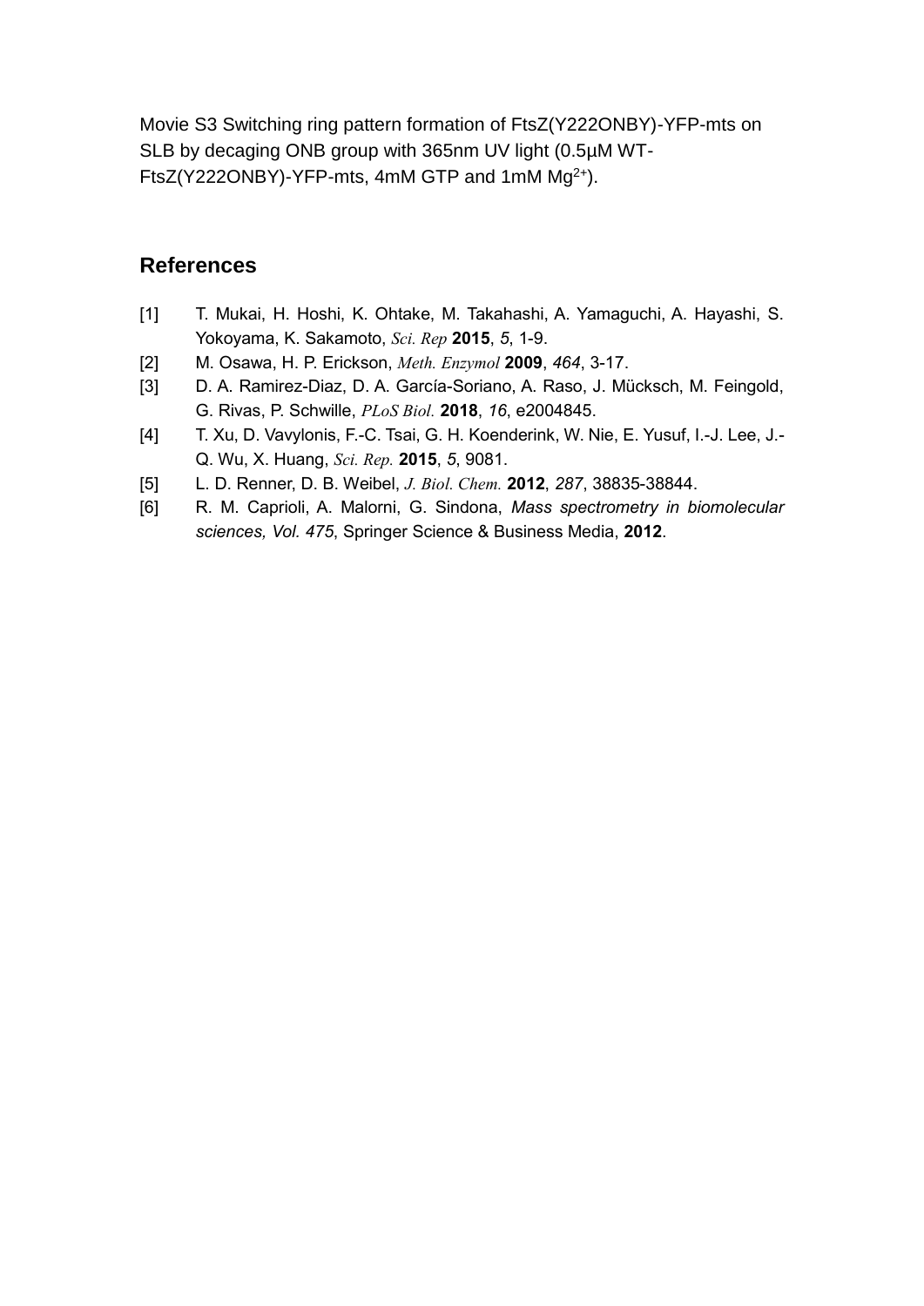Movie S3 Switching ring pattern formation of FtsZ(Y222ONBY)-YFP-mts on SLB by decaging ONB group with 365nm UV light (0.5μM WT-FtsZ(Y222ONBY)-YFP-mts, 4mM GTP and 1mM $Mg^{2+}$).

## References

[1] T. Mukai, H. Hoshi, K. Ohtake, M. Takahashi, A. Yamaguchi, A. Hayashi, S. Yokoyama, K. Sakamoto, *Sci. Rep* **2015**, *5*, 1-9.

[2] M. Osawa, H. P. Erickson, *Meth. Enzymol* **2009**, *464*, 3-17.

[3] D. A. Ramirez-Diaz, D. A. García-Soriano, A. Raso, J. Mücksch, M. Feingold, G. Rivas, P. Schwille, *PLoS Biol.* **2018**, *16*, e2004845.

[4] T. Xu, D. Vavylonis, F.-C. Tsai, G. H. Koenderink, W. Nie, E. Yusuf, I.-J. Lee, J.-Q. Wu, X. Huang, *Sci. Rep.* **2015**, *5*, 9081.

[5] L. D. Renner, D. B. Weibel, *J. Biol. Chem.* **2012**, *287*, 38835-38844.

[6] R. M. Caprioli, A. Malorni, G. Sindona, *Mass spectrometry in biomolecular sciences, Vol. 475*, Springer Science & Business Media, **2012**.